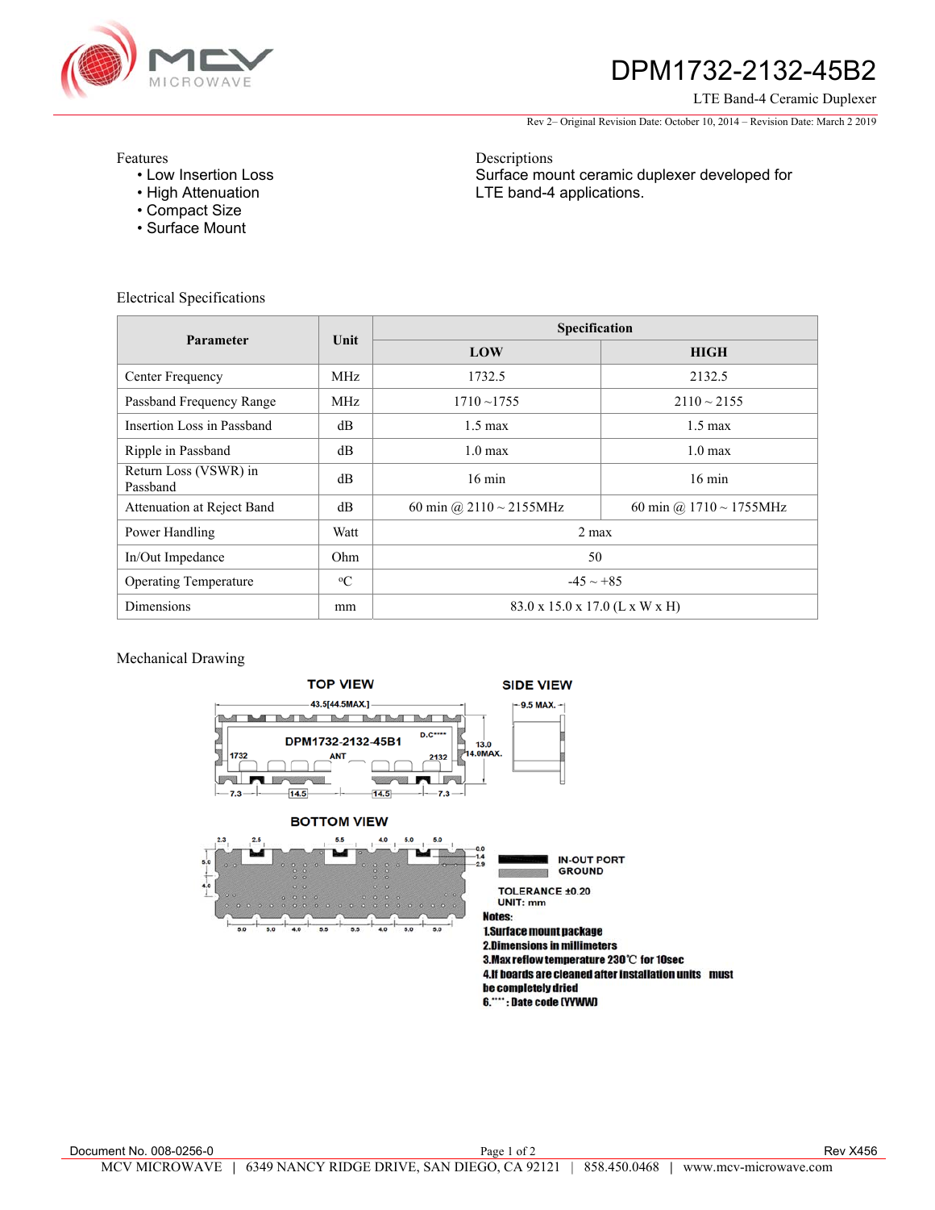# DPM1732-2132-45B2

LTE Band-4 Ceramic Duplexer

Rev 2– Original Revision Date: October 10, 2014 – Revision Date: March 2 2019

## Features

- Low Insertion Loss
- High Attenuation
- Compact Size
- Surface Mount

## Descriptions

Surface mount ceramic duplexer developed for LTE band-4 applications.

## Electrical Specifications

| Parameter | Unit | Specification | |
|---|---|---|---|
| | | LOW | HIGH |
| Center Frequency | MHz | 1732.5 | 2132.5 |
| Passband Frequency Range | MHz | 1710 ~1755 | 2110 ~ 2155 |
| Insertion Loss in Passband | dB | 1.5 max | 1.5 max |
| Ripple in Passband | dB | 1.0 max | 1.0 max |
| Return Loss (VSWR) in Passband | dB | 16 min | 16 min |
| Attenuation at Reject Band | dB | 60 min @ 2110 ~ 2155MHz | 60 min @ 1710 ~ 1755MHz |
| Power Handling | Watt | 2 max | |
| In/Out Impedance | Ohm | 50 | |
| Operating Temperature | °C | -45 ~ +85 | |
| Dimensions | mm | 83.0 x 15.0 x 17.0 (L x W x H) | |

## Mechanical Drawing

TOP VIEW

43.5[44.5MAX.]

DPM1732-2132-45B1 D.C****

1732 ANT 2132

13.0 14.0MAX.

7.3 14.5 14.5 7.3

SIDE VIEW

9.5 MAX.

BOTTOM VIEW

2.3 2.5 5.5 4.0 5.0 5.0

0.0 1.4 2.9

5.0 4.0

5.0 5.0 4.0 5.5 5.5 4.0 5.0 5.0

IN-OUT PORT

GROUND

TOLERANCE ±0.20

UNIT: mm

Notes:

1.Surface mount package
2.Dimensions in millimeters
3.Max reflow temperature 230℃ for 10sec
4.If boards are cleaned after installation units must be completely dried
6.**** : Date code (YYWW)

Document No. 008-0256-0

Rev X456

MCV MICROWAVE | 6349 NANCY RIDGE DRIVE, SAN DIEGO, CA 92121 | 858.450.0468 | www.mcv-microwave.com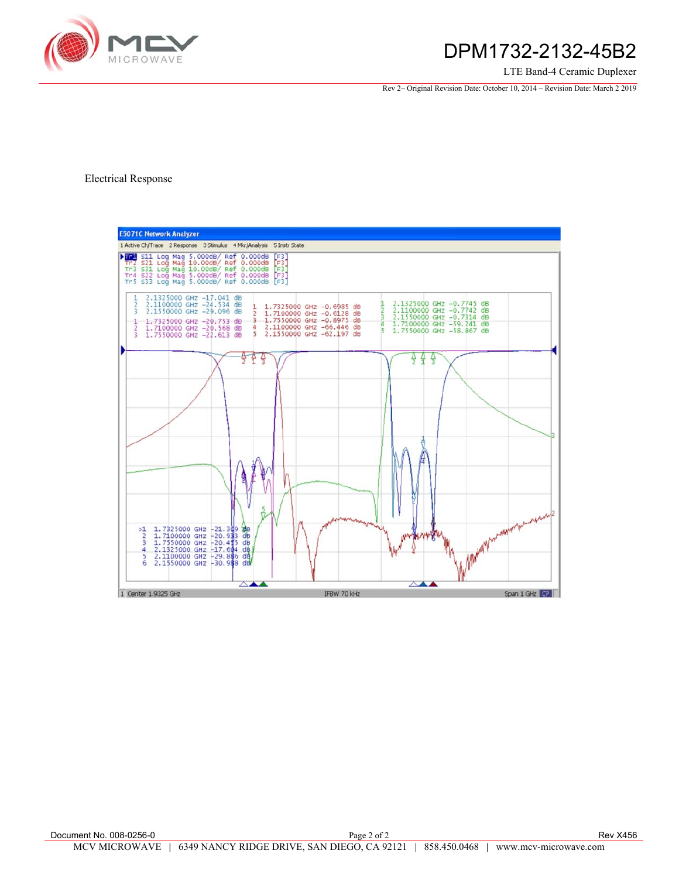Electrical Response

E5071C Network Analyzer

1 Active Ch/Trace 2 Response 3 Stimulus 4 Mkr/Analysis 5 Instr State

Tr1 S11 Log Mag 5.000dB/ Ref 0.000dB [F3]
Tr2 S21 Log Mag 10.00dB/ Ref 0.000dB [F3]
Tr3 S31 Log Mag 10.00dB/ Ref 0.000dB [F3]
Tr4 S22 Log Mag 5.000dB/ Ref 0.000dB [F3]
Tr5 S33 Log Mag 5.000dB/ Ref 0.000dB [F3]

1 2.1325000 GHz -17.041 dB
2 2.1100000 GHz -24.534 dB
3 2.1550000 GHz -29.096 dB

1 1.7325000 GHz -20.753 dB
2 1.7100000 GHz -20.568 dB
3 1.7550000 GHz -22.613 dB

1 1.7325000 GHz -0.6985 dB
2 1.7100000 GHz -0.6128 dB
3 1.7550000 GHz -0.8975 dB
4 2.1100000 GHz -66.446 dB
5 2.1550000 GHz -62.197 dB

1 2.1325000 GHz -0.7745 dB
2 2.1100000 GHz -0.7742 dB
3 2.1550000 GHz -0.7314 dB
4 1.7100000 GHz -59.241 dB
5 1.7550000 GHz -58.867 dB

>1 1.7325000 GHz -21.309 dB
2 1.7100000 GHz -20.933 dB
3 1.7550000 GHz -20.415 dB
4 2.1325000 GHz -17.604 dB
5 2.1100000 GHz -29.886 dB
6 2.1550000 GHz -30.988 dB

1 Center 1.9325 GHz IFBW 70 kHz Span 1 GHz